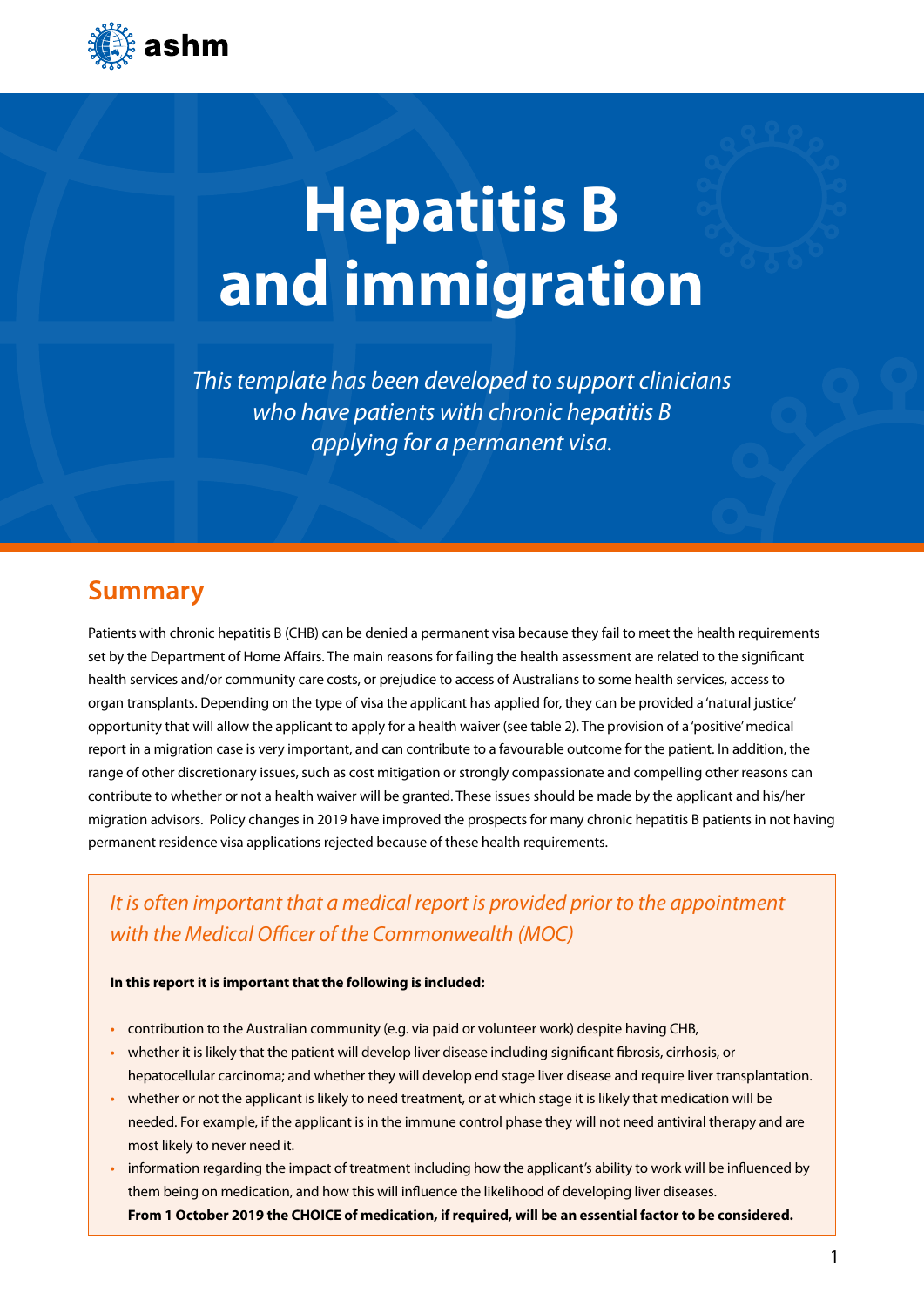# Hepatitis B and immigration

*This template has been developed to support clinicians who have patients with chronic hepatitis B applying for a permanent visa.*

## Summary

Patients with chronic hepatitis B (CHB) can be denied a permanent visa because they fail to meet the health requirements set by the Department of Home Affairs. The main reasons for failing the health assessment are related to the significant health services and/or community care costs, or prejudice to access of Australians to some health services, access to organ transplants. Depending on the type of visa the applicant has applied for, they can be provided a 'natural justice' opportunity that will allow the applicant to apply for a health waiver (see table 2). The provision of a 'positive' medical report in a migration case is very important, and can contribute to a favourable outcome for the patient. In addition, the range of other discretionary issues, such as cost mitigation or strongly compassionate and compelling other reasons can contribute to whether or not a health waiver will be granted. These issues should be made by the applicant and his/her migration advisors. Policy changes in 2019 have improved the prospects for many chronic hepatitis B patients in not having permanent residence visa applications rejected because of these health requirements.

*It is often important that a medical report is provided prior to the appointment with the Medical Officer of the Commonwealth (MOC)*

**In this report it is important that the following is included:**

- contribution to the Australian community (e.g. via paid or volunteer work) despite having CHB,
- whether it is likely that the patient will develop liver disease including significant fibrosis, cirrhosis, or hepatocellular carcinoma; and whether they will develop end stage liver disease and require liver transplantation.
- whether or not the applicant is likely to need treatment, or at which stage it is likely that medication will be needed. For example, if the applicant is in the immune control phase they will not need antiviral therapy and are most likely to never need it.
- information regarding the impact of treatment including how the applicant's ability to work will be influenced by them being on medication, and how this will influence the likelihood of developing liver diseases.
  **From 1 October 2019 the CHOICE of medication, if required, will be an essential factor to be considered.**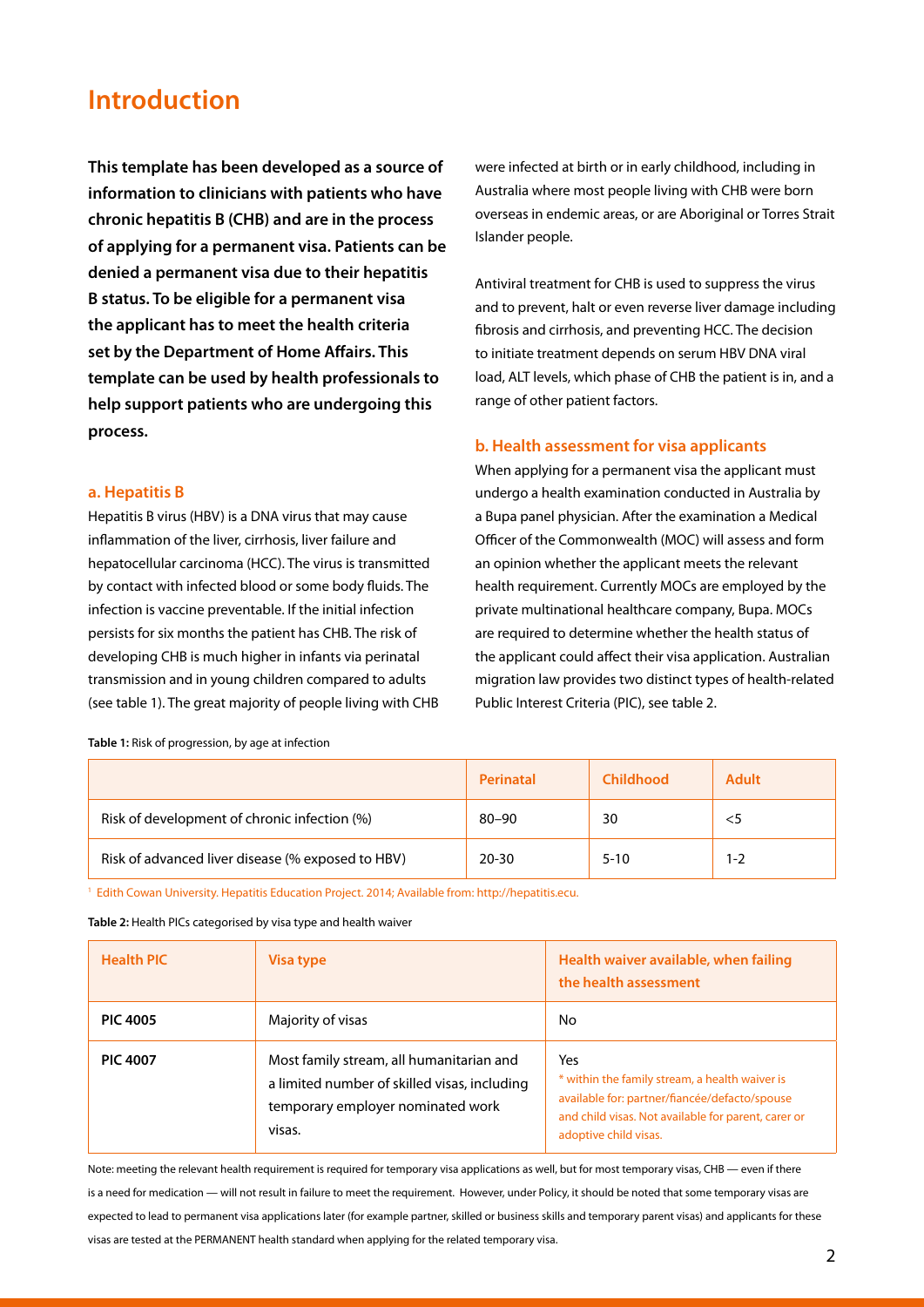# Introduction

**This template has been developed as a source of information to clinicians with patients who have chronic hepatitis B (CHB) and are in the process of applying for a permanent visa. Patients can be denied a permanent visa due to their hepatitis B status. To be eligible for a permanent visa the applicant has to meet the health criteria set by the Department of Home Affairs. This template can be used by health professionals to help support patients who are undergoing this process.**

### a. Hepatitis B

Hepatitis B virus (HBV) is a DNA virus that may cause inflammation of the liver, cirrhosis, liver failure and hepatocellular carcinoma (HCC). The virus is transmitted by contact with infected blood or some body fluids. The infection is vaccine preventable. If the initial infection persists for six months the patient has CHB. The risk of developing CHB is much higher in infants via perinatal transmission and in young children compared to adults (see table 1). The great majority of people living with CHB were infected at birth or in early childhood, including in Australia where most people living with CHB were born overseas in endemic areas, or are Aboriginal or Torres Strait Islander people.

Antiviral treatment for CHB is used to suppress the virus and to prevent, halt or even reverse liver damage including fibrosis and cirrhosis, and preventing HCC. The decision to initiate treatment depends on serum HBV DNA viral load, ALT levels, which phase of CHB the patient is in, and a range of other patient factors.

### b. Health assessment for visa applicants

When applying for a permanent visa the applicant must undergo a health examination conducted in Australia by a Bupa panel physician. After the examination a Medical Officer of the Commonwealth (MOC) will assess and form an opinion whether the applicant meets the relevant health requirement. Currently MOCs are employed by the private multinational healthcare company, Bupa. MOCs are required to determine whether the health status of the applicant could affect their visa application. Australian migration law provides two distinct types of health-related Public Interest Criteria (PIC), see table 2.

**Table 1:** Risk of progression, by age at infection

| | Perinatal | Childhood | Adult |
|---|---|---|---|
| Risk of development of chronic infection (%) | 80–90 | 30 | <5 |
| Risk of advanced liver disease (% exposed to HBV) | 20-30 | 5-10 | 1-2 |

[1] Edith Cowan University. Hepatitis Education Project. 2014; Available from: http://hepatitis.ecu.

**Table 2:** Health PICs categorised by visa type and health waiver

| Health PIC | Visa type | Health waiver available, when failing the health assessment |
|---|---|---|
| **PIC 4005** | Majority of visas | No |
| **PIC 4007** | Most family stream, all humanitarian and a limited number of skilled visas, including temporary employer nominated work visas. | Yes<br>* within the family stream, a health waiver is available for: partner/fiancée/defacto/spouse and child visas. Not available for parent, carer or adoptive child visas. |

Note: meeting the relevant health requirement is required for temporary visa applications as well, but for most temporary visas, CHB — even if there is a need for medication — will not result in failure to meet the requirement. However, under Policy, it should be noted that some temporary visas are expected to lead to permanent visa applications later (for example partner, skilled or business skills and temporary parent visas) and applicants for these visas are tested at the PERMANENT health standard when applying for the related temporary visa.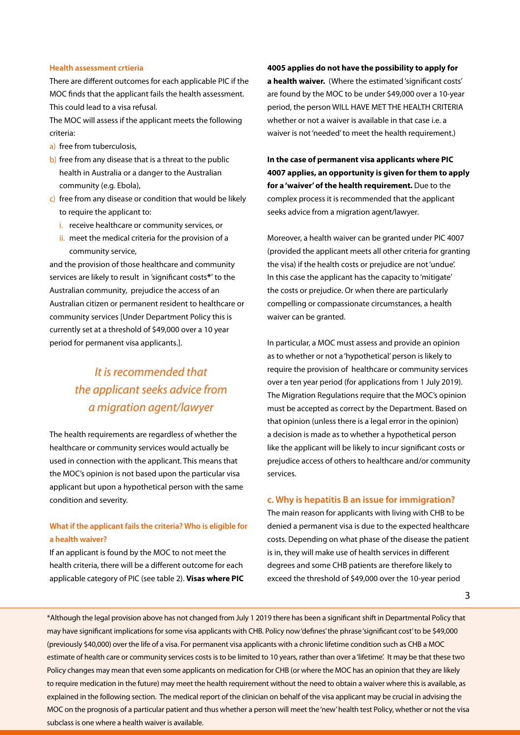#### Health assessment crtieria

There are different outcomes for each applicable PIC if the MOC finds that the applicant fails the health assessment. This could lead to a visa refusal.

The MOC will assess if the applicant meets the following criteria:

a) free from tuberculosis,
b) free from any disease that is a threat to the public health in Australia or a danger to the Australian community (e.g. Ebola),
c) free from any disease or condition that would be likely to require the applicant to:
   i. receive healthcare or community services, or
   ii. meet the medical criteria for the provision of a community service,

and the provision of those healthcare and community services are likely to result in 'significant costs*' to the Australian community, prejudice the access of an Australian citizen or permanent resident to healthcare or community services [Under Department Policy this is currently set at a threshold of $49,000 over a 10 year period for permanent visa applicants.].

*It is recommended that the applicant seeks advice from a migration agent/lawyer*

The health requirements are regardless of whether the healthcare or community services would actually be used in connection with the applicant. This means that the MOC's opinion is not based upon the particular visa applicant but upon a hypothetical person with the same condition and severity.

#### What if the applicant fails the criteria? Who is eligible for a health waiver?

If an applicant is found by the MOC to not meet the health criteria, there will be a different outcome for each applicable category of PIC (see table 2). **Visas where PIC 4005 applies do not have the possibility to apply for a health waiver.** (Where the estimated 'significant costs' are found by the MOC to be under $49,000 over a 10-year period, the person WILL HAVE MET THE HEALTH CRITERIA whether or not a waiver is available in that case i.e. a waiver is not 'needed' to meet the health requirement.)

**In the case of permanent visa applicants where PIC 4007 applies, an opportunity is given for them to apply for a 'waiver' of the health requirement.** Due to the complex process it is recommended that the applicant seeks advice from a migration agent/lawyer.

Moreover, a health waiver can be granted under PIC 4007 (provided the applicant meets all other criteria for granting the visa) if the health costs or prejudice are not 'undue'. In this case the applicant has the capacity to 'mitigate' the costs or prejudice. Or when there are particularly compelling or compassionate circumstances, a health waiver can be granted.

In particular, a MOC must assess and provide an opinion as to whether or not a 'hypothetical' person is likely to require the provision of healthcare or community services over a ten year period (for applications from 1 July 2019). The Migration Regulations require that the MOC's opinion must be accepted as correct by the Department. Based on that opinion (unless there is a legal error in the opinion) a decision is made as to whether a hypothetical person like the applicant will be likely to incur significant costs or prejudice access of others to healthcare and/or community services.

### c. Why is hepatitis B an issue for immigration?

The main reason for applicants with living with CHB to be denied a permanent visa is due to the expected healthcare costs. Depending on what phase of the disease the patient is in, they will make use of health services in different degrees and some CHB patients are therefore likely to exceed the threshold of $49,000 over the 10-year period

*Although the legal provision above has not changed from July 1 2019 there has been a significant shift in Departmental Policy that may have significant implications for some visa applicants with CHB. Policy now 'defines' the phrase 'significant cost' to be $49,000 (previously $40,000) over the life of a visa. For permanent visa applicants with a chronic lifetime condition such as CHB a MOC estimate of health care or community services costs is to be limited to 10 years, rather than over a 'lifetime'. It may be that these two Policy changes may mean that even some applicants on medication for CHB (or where the MOC has an opinion that they are likely to require medication in the future) may meet the health requirement without the need to obtain a waiver where this is available, as explained in the following section. The medical report of the clinician on behalf of the visa applicant may be crucial in advising the MOC on the prognosis of a particular patient and thus whether a person will meet the 'new' health test Policy, whether or not the visa subclass is one where a health waiver is available.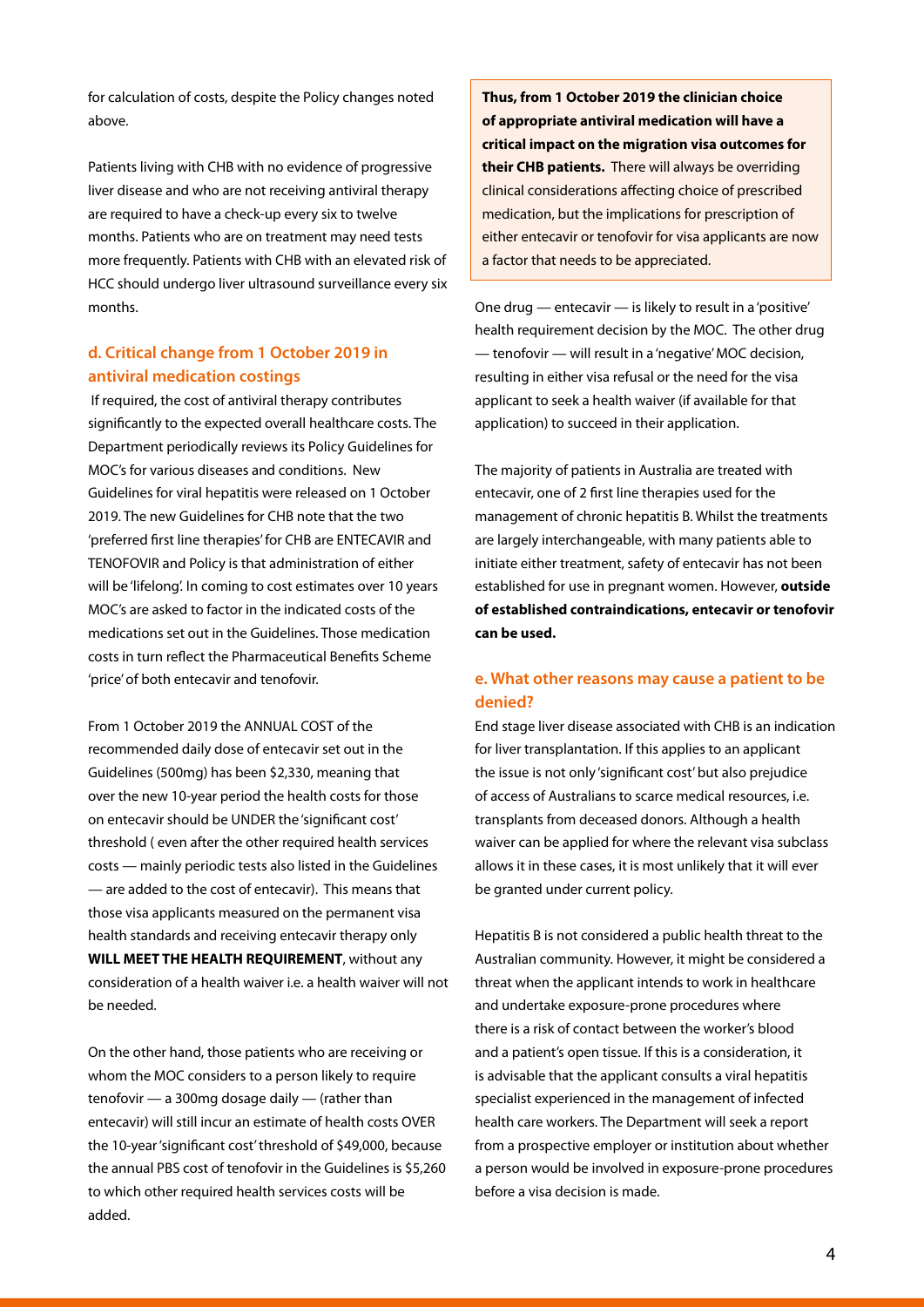for calculation of costs, despite the Policy changes noted above.

Patients living with CHB with no evidence of progressive liver disease and who are not receiving antiviral therapy are required to have a check-up every six to twelve months. Patients who are on treatment may need tests more frequently. Patients with CHB with an elevated risk of HCC should undergo liver ultrasound surveillance every six months.

### d. Critical change from 1 October 2019 in antiviral medication costings

If required, the cost of antiviral therapy contributes significantly to the expected overall healthcare costs. The Department periodically reviews its Policy Guidelines for MOC's for various diseases and conditions. New Guidelines for viral hepatitis were released on 1 October 2019. The new Guidelines for CHB note that the two 'preferred first line therapies' for CHB are ENTECAVIR and TENOFOVIR and Policy is that administration of either will be 'lifelong'. In coming to cost estimates over 10 years MOC's are asked to factor in the indicated costs of the medications set out in the Guidelines. Those medication costs in turn reflect the Pharmaceutical Benefits Scheme 'price' of both entecavir and tenofovir.

From 1 October 2019 the ANNUAL COST of the recommended daily dose of entecavir set out in the Guidelines (500mg) has been $2,330, meaning that over the new 10-year period the health costs for those on entecavir should be UNDER the 'significant cost' threshold ( even after the other required health services costs — mainly periodic tests also listed in the Guidelines — are added to the cost of entecavir). This means that those visa applicants measured on the permanent visa health standards and receiving entecavir therapy only **WILL MEET THE HEALTH REQUIREMENT**, without any consideration of a health waiver i.e. a health waiver will not be needed.

On the other hand, those patients who are receiving or whom the MOC considers to a person likely to require tenofovir — a 300mg dosage daily — (rather than entecavir) will still incur an estimate of health costs OVER the 10-year 'significant cost' threshold of $49,000, because the annual PBS cost of tenofovir in the Guidelines is $5,260 to which other required health services costs will be added.

**Thus, from 1 October 2019 the clinician choice of appropriate antiviral medication will have a critical impact on the migration visa outcomes for their CHB patients.** There will always be overriding clinical considerations affecting choice of prescribed medication, but the implications for prescription of either entecavir or tenofovir for visa applicants are now a factor that needs to be appreciated.

One drug — entecavir — is likely to result in a 'positive' health requirement decision by the MOC. The other drug — tenofovir — will result in a 'negative' MOC decision, resulting in either visa refusal or the need for the visa applicant to seek a health waiver (if available for that application) to succeed in their application.

The majority of patients in Australia are treated with entecavir, one of 2 first line therapies used for the management of chronic hepatitis B. Whilst the treatments are largely interchangeable, with many patients able to initiate either treatment, safety of entecavir has not been established for use in pregnant women. However, **outside of established contraindications, entecavir or tenofovir can be used.**

### e. What other reasons may cause a patient to be denied?

End stage liver disease associated with CHB is an indication for liver transplantation. If this applies to an applicant the issue is not only 'significant cost' but also prejudice of access of Australians to scarce medical resources, i.e. transplants from deceased donors. Although a health waiver can be applied for where the relevant visa subclass allows it in these cases, it is most unlikely that it will ever be granted under current policy.

Hepatitis B is not considered a public health threat to the Australian community. However, it might be considered a threat when the applicant intends to work in healthcare and undertake exposure-prone procedures where there is a risk of contact between the worker's blood and a patient's open tissue. If this is a consideration, it is advisable that the applicant consults a viral hepatitis specialist experienced in the management of infected health care workers. The Department will seek a report from a prospective employer or institution about whether a person would be involved in exposure-prone procedures before a visa decision is made.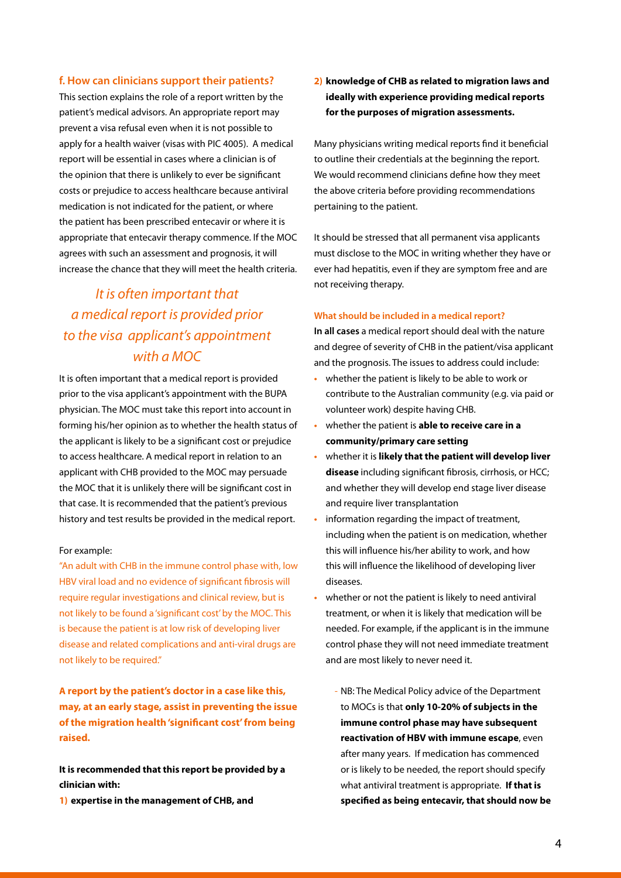### f. How can clinicians support their patients?

This section explains the role of a report written by the patient's medical advisors. An appropriate report may prevent a visa refusal even when it is not possible to apply for a health waiver (visas with PIC 4005). A medical report will be essential in cases where a clinician is of the opinion that there is unlikely to ever be significant costs or prejudice to access healthcare because antiviral medication is not indicated for the patient, or where the patient has been prescribed entecavir or where it is appropriate that entecavir therapy commence. If the MOC agrees with such an assessment and prognosis, it will increase the chance that they will meet the health criteria.

*It is often important that a medical report is provided prior to the visa applicant's appointment with a MOC*

It is often important that a medical report is provided prior to the visa applicant's appointment with the BUPA physician. The MOC must take this report into account in forming his/her opinion as to whether the health status of the applicant is likely to be a significant cost or prejudice to access healthcare. A medical report in relation to an applicant with CHB provided to the MOC may persuade the MOC that it is unlikely there will be significant cost in that case. It is recommended that the patient's previous history and test results be provided in the medical report.

For example:

"An adult with CHB in the immune control phase with, low HBV viral load and no evidence of significant fibrosis will require regular investigations and clinical review, but is not likely to be found a 'significant cost' by the MOC. This is because the patient is at low risk of developing liver disease and related complications and anti-viral drugs are not likely to be required."

**A report by the patient's doctor in a case like this, may, at an early stage, assist in preventing the issue of the migration health 'significant cost' from being raised.**

**It is recommended that this report be provided by a clinician with:**

1) **expertise in the management of CHB, and**
2) **knowledge of CHB as related to migration laws and ideally with experience providing medical reports for the purposes of migration assessments.**

Many physicians writing medical reports find it beneficial to outline their credentials at the beginning the report. We would recommend clinicians define how they meet the above criteria before providing recommendations pertaining to the patient.

It should be stressed that all permanent visa applicants must disclose to the MOC in writing whether they have or ever had hepatitis, even if they are symptom free and are not receiving therapy.

#### What should be included in a medical report?

**In all cases** a medical report should deal with the nature and degree of severity of CHB in the patient/visa applicant and the prognosis. The issues to address could include:

- whether the patient is likely to be able to work or contribute to the Australian community (e.g. via paid or volunteer work) despite having CHB.
- whether the patient is **able to receive care in a community/primary care setting**
- whether it is **likely that the patient will develop liver disease** including significant fibrosis, cirrhosis, or HCC; and whether they will develop end stage liver disease and require liver transplantation
- information regarding the impact of treatment, including when the patient is on medication, whether this will influence his/her ability to work, and how this will influence the likelihood of developing liver diseases.
- whether or not the patient is likely to need antiviral treatment, or when it is likely that medication will be needed. For example, if the applicant is in the immune control phase they will not need immediate treatment and are most likely to never need it.
  - NB: The Medical Policy advice of the Department to MOCs is that **only 10-20% of subjects in the immune control phase may have subsequent reactivation of HBV with immune escape**, even after many years. If medication has commenced or is likely to be needed, the report should specify what antiviral treatment is appropriate. **If that is specified as being entecavir, that should now be**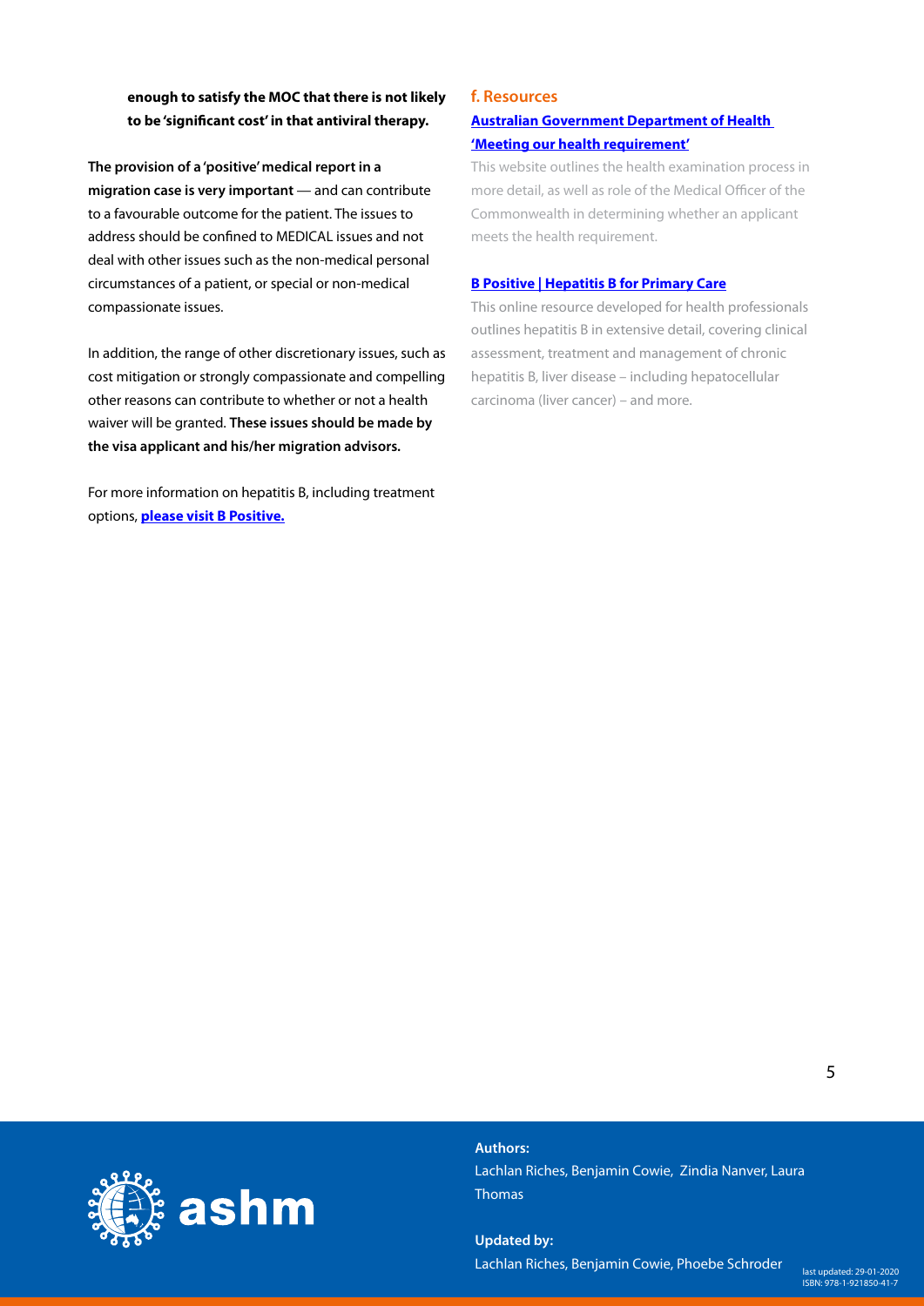**enough to satisfy the MOC that there is not likely to be 'significant cost' in that antiviral therapy.**

**The provision of a 'positive' medical report in a migration case is very important** — and can contribute to a favourable outcome for the patient. The issues to address should be confined to MEDICAL issues and not deal with other issues such as the non-medical personal circumstances of a patient, or special or non-medical compassionate issues.

In addition, the range of other discretionary issues, such as cost mitigation or strongly compassionate and compelling other reasons can contribute to whether or not a health waiver will be granted. **These issues should be made by the visa applicant and his/her migration advisors.**

For more information on hepatitis B, including treatment options, **please visit B Positive.**

## f. Resources

**Australian Government Department of Health 'Meeting our health requirement'**

This website outlines the health examination process in more detail, as well as role of the Medical Officer of the Commonwealth in determining whether an applicant meets the health requirement.

**B Positive | Hepatitis B for Primary Care**

This online resource developed for health professionals outlines hepatitis B in extensive detail, covering clinical assessment, treatment and management of chronic hepatitis B, liver disease – including hepatocellular carcinoma (liver cancer) – and more.

**Authors:**
Lachlan Riches, Benjamin Cowie, Zindia Nanver, Laura Thomas

**Updated by:**
Lachlan Riches, Benjamin Cowie, Phoebe Schroder

last updated: 29-01-2020
ISBN: 978-1-921850-41-7